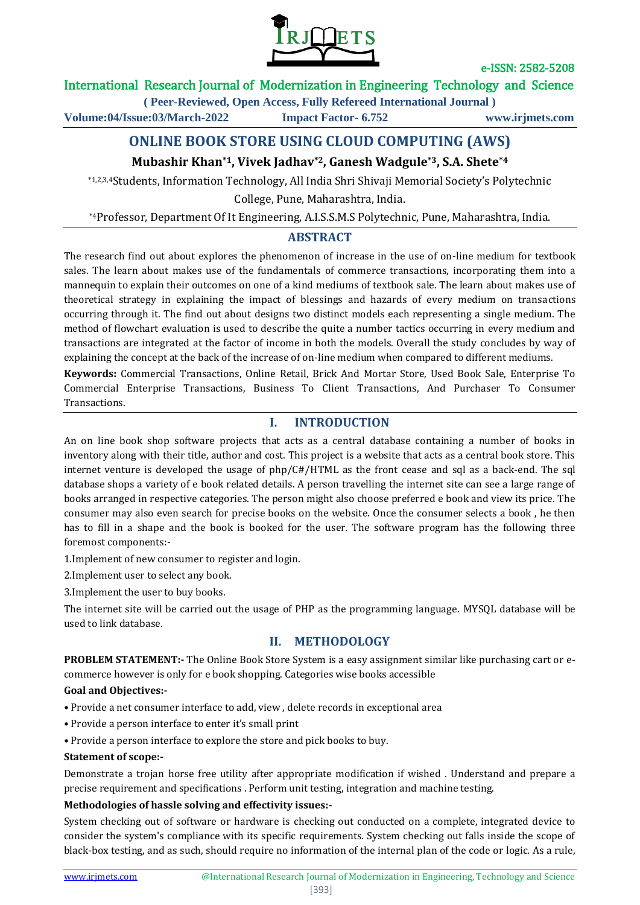# ONLINE BOOK STORE USING CLOUD COMPUTING (AWS)

**Mubashir Khan[*1], Vivek Jadhav[*2], Ganesh Wadgule[*3], S.A. Shete[*4]**

[*1,2,3,4]Students, Information Technology, All India Shri Shivaji Memorial Society's Polytechnic College, Pune, Maharashtra, India.

[*4]Professor, Department Of It Engineering, A.I.S.S.M.S Polytechnic, Pune, Maharashtra, India.

## ABSTRACT

The research find out about explores the phenomenon of increase in the use of on-line medium for textbook sales. The learn about makes use of the fundamentals of commerce transactions, incorporating them into a mannequin to explain their outcomes on one of a kind mediums of textbook sale. The learn about makes use of theoretical strategy in explaining the impact of blessings and hazards of every medium on transactions occurring through it. The find out about designs two distinct models each representing a single medium. The method of flowchart evaluation is used to describe the quite a number tactics occurring in every medium and transactions are integrated at the factor of income in both the models. Overall the study concludes by way of explaining the concept at the back of the increase of on-line medium when compared to different mediums.

**Keywords:** Commercial Transactions, Online Retail, Brick And Mortar Store, Used Book Sale, Enterprise To Commercial Enterprise Transactions, Business To Client Transactions, And Purchaser To Consumer Transactions.

## I. INTRODUCTION

An on line book shop software projects that acts as a central database containing a number of books in inventory along with their title, author and cost. This project is a website that acts as a central book store. This internet venture is developed the usage of php/C#/HTML as the front cease and sql as a back-end. The sql database shops a variety of e book related details. A person travelling the internet site can see a large range of books arranged in respective categories. The person might also choose preferred e book and view its price. The consumer may also even search for precise books on the website. Once the consumer selects a book , he then has to fill in a shape and the book is booked for the user. The software program has the following three foremost components:-

1.Implement of new consumer to register and login.

2.Implement user to select any book.

3.Implement the user to buy books.

The internet site will be carried out the usage of PHP as the programming language. MYSQL database will be used to link database.

## II. METHODOLOGY

**PROBLEM STATEMENT:-** The Online Book Store System is a easy assignment similar like purchasing cart or e-commerce however is only for e book shopping. Categories wise books accessible

**Goal and Objectives:-**

- Provide a net consumer interface to add, view , delete records in exceptional area
- Provide a person interface to enter it's small print
- Provide a person interface to explore the store and pick books to buy.

**Statement of scope:-**

Demonstrate a trojan horse free utility after appropriate modification if wished . Understand and prepare a precise requirement and specifications . Perform unit testing, integration and machine testing.

**Methodologies of hassle solving and effectivity issues:-**

System checking out of software or hardware is checking out conducted on a complete, integrated device to consider the system's compliance with its specific requirements. System checking out falls inside the scope of black-box testing, and as such, should require no information of the internal plan of the code or logic. As a rule,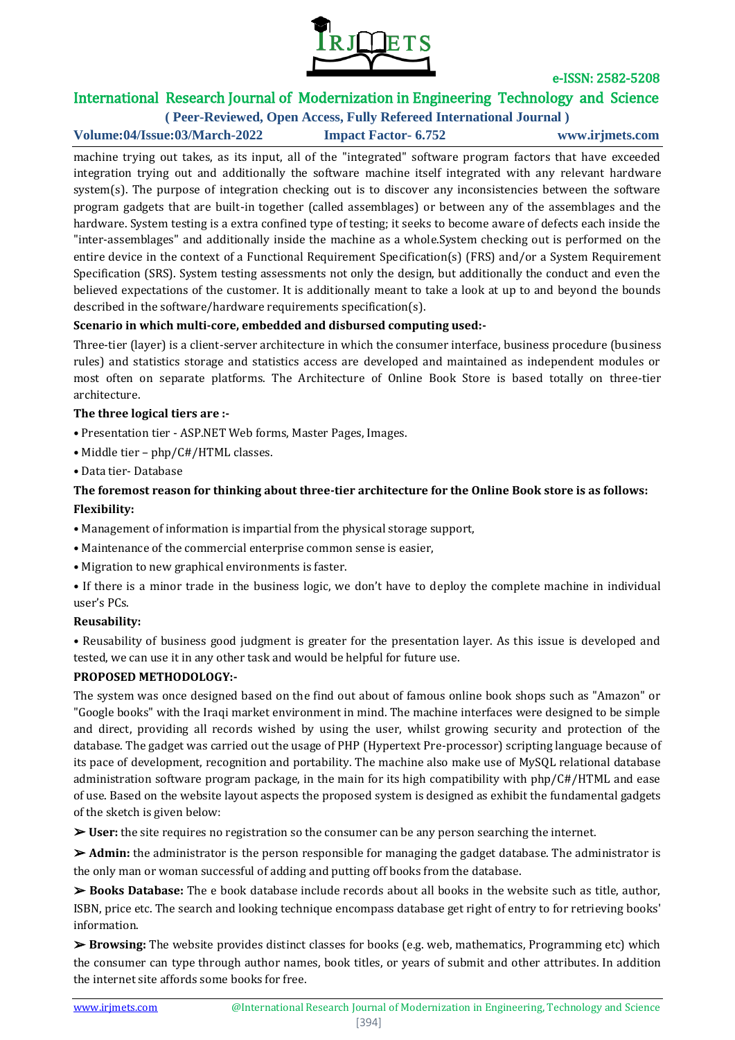machine trying out takes, as its input, all of the "integrated" software program factors that have exceeded integration trying out and additionally the software machine itself integrated with any relevant hardware system(s). The purpose of integration checking out is to discover any inconsistencies between the software program gadgets that are built-in together (called assemblages) or between any of the assemblages and the hardware. System testing is a extra confined type of testing; it seeks to become aware of defects each inside the "inter-assemblages" and additionally inside the machine as a whole.System checking out is performed on the entire device in the context of a Functional Requirement Specification(s) (FRS) and/or a System Requirement Specification (SRS). System testing assessments not only the design, but additionally the conduct and even the believed expectations of the customer. It is additionally meant to take a look at up to and beyond the bounds described in the software/hardware requirements specification(s).

**Scenario in which multi-core, embedded and disbursed computing used:-**

Three-tier (layer) is a client-server architecture in which the consumer interface, business procedure (business rules) and statistics storage and statistics access are developed and maintained as independent modules or most often on separate platforms. The Architecture of Online Book Store is based totally on three-tier architecture.

**The three logical tiers are :-**

- Presentation tier - ASP.NET Web forms, Master Pages, Images.
- Middle tier – php/C#/HTML classes.
- Data tier- Database

**The foremost reason for thinking about three-tier architecture for the Online Book store is as follows:**

**Flexibility:**

- Management of information is impartial from the physical storage support,
- Maintenance of the commercial enterprise common sense is easier,
- Migration to new graphical environments is faster.
- If there is a minor trade in the business logic, we don't have to deploy the complete machine in individual user's PCs.

**Reusability:**

- Reusability of business good judgment is greater for the presentation layer. As this issue is developed and tested, we can use it in any other task and would be helpful for future use.

**PROPOSED METHODOLOGY:-**

The system was once designed based on the find out about of famous online book shops such as "Amazon" or "Google books" with the Iraqi market environment in mind. The machine interfaces were designed to be simple and direct, providing all records wished by using the user, whilst growing security and protection of the database. The gadget was carried out the usage of PHP (Hypertext Pre-processor) scripting language because of its pace of development, recognition and portability. The machine also make use of MySQL relational database administration software program package, in the main for its high compatibility with php/C#/HTML and ease of use. Based on the website layout aspects the proposed system is designed as exhibit the fundamental gadgets of the sketch is given below:

➢ **User:** the site requires no registration so the consumer can be any person searching the internet.

➢ **Admin:** the administrator is the person responsible for managing the gadget database. The administrator is the only man or woman successful of adding and putting off books from the database.

➢ **Books Database:** The e book database include records about all books in the website such as title, author, ISBN, price etc. The search and looking technique encompass database get right of entry to for retrieving books' information.

➢ **Browsing:** The website provides distinct classes for books (e.g. web, mathematics, Programming etc) which the consumer can type through author names, book titles, or years of submit and other attributes. In addition the internet site affords some books for free.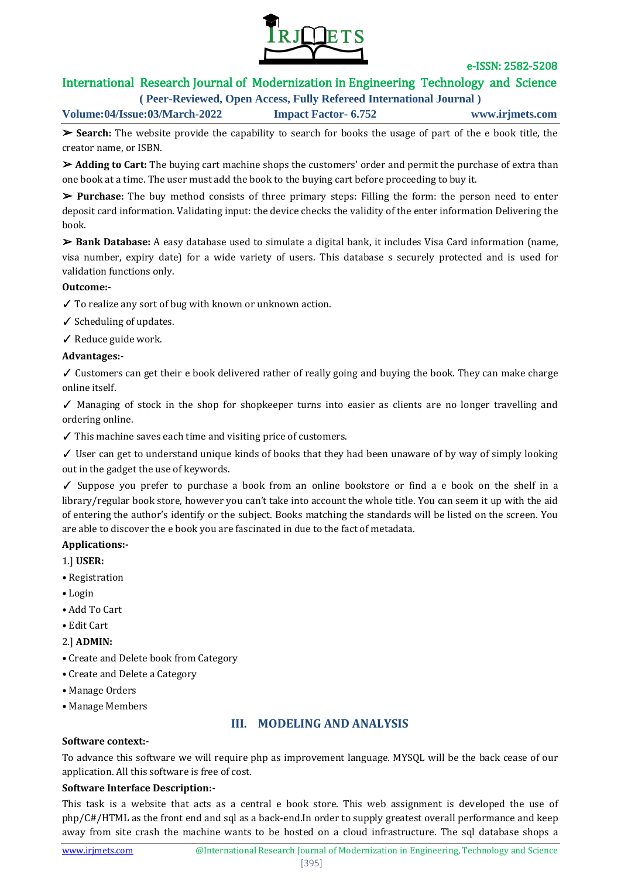➢ **Search:** The website provide the capability to search for books the usage of part of the e book title, the creator name, or ISBN.

➢ **Adding to Cart:** The buying cart machine shops the customers' order and permit the purchase of extra than one book at a time. The user must add the book to the buying cart before proceeding to buy it.

➢ **Purchase:** The buy method consists of three primary steps: Filling the form: the person need to enter deposit card information. Validating input: the device checks the validity of the enter information Delivering the book.

➢ **Bank Database:** A easy database used to simulate a digital bank, it includes Visa Card information (name, visa number, expiry date) for a wide variety of users. This database s securely protected and is used for validation functions only.

**Outcome:-**

✓ To realize any sort of bug with known or unknown action.

✓ Scheduling of updates.

✓ Reduce guide work.

**Advantages:-**

✓ Customers can get their e book delivered rather of really going and buying the book. They can make charge online itself.

✓ Managing of stock in the shop for shopkeeper turns into easier as clients are no longer travelling and ordering online.

✓ This machine saves each time and visiting price of customers.

✓ User can get to understand unique kinds of books that they had been unaware of by way of simply looking out in the gadget the use of keywords.

✓ Suppose you prefer to purchase a book from an online bookstore or find a e book on the shelf in a library/regular book store, however you can't take into account the whole title. You can seem it up with the aid of entering the author's identify or the subject. Books matching the standards will be listed on the screen. You are able to discover the e book you are fascinated in due to the fact of metadata.

**Applications:-**

1.] **USER:**

- Registration
- Login
- Add To Cart
- Edit Cart

2.] **ADMIN:**

- Create and Delete book from Category
- Create and Delete a Category
- Manage Orders
- Manage Members

## III. MODELING AND ANALYSIS

**Software context:-**

To advance this software we will require php as improvement language. MYSQL will be the back cease of our application. All this software is free of cost.

**Software Interface Description:-**

This task is a website that acts as a central e book store. This web assignment is developed the use of php/C#/HTML as the front end and sql as a back-end.In order to supply greatest overall performance and keep away from site crash the machine wants to be hosted on a cloud infrastructure. The sql database shops a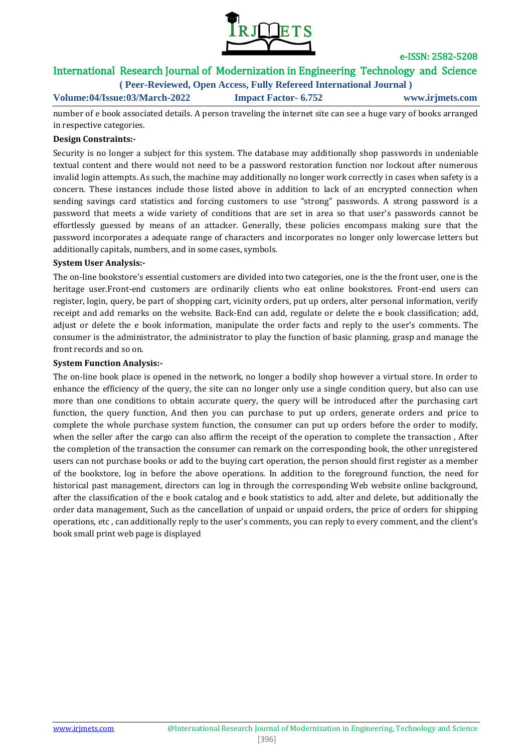number of e book associated details. A person traveling the internet site can see a huge vary of books arranged in respective categories.

**Design Constraints:-**

Security is no longer a subject for this system. The database may additionally shop passwords in undeniable textual content and there would not need to be a password restoration function nor lockout after numerous invalid login attempts. As such, the machine may additionally no longer work correctly in cases when safety is a concern. These instances include those listed above in addition to lack of an encrypted connection when sending savings card statistics and forcing customers to use "strong" passwords. A strong password is a password that meets a wide variety of conditions that are set in area so that user's passwords cannot be effortlessly guessed by means of an attacker. Generally, these policies encompass making sure that the password incorporates a adequate range of characters and incorporates no longer only lowercase letters but additionally capitals, numbers, and in some cases, symbols.

**System User Analysis:-**

The on-line bookstore's essential customers are divided into two categories, one is the the front user, one is the heritage user.Front-end customers are ordinarily clients who eat online bookstores. Front-end users can register, login, query, be part of shopping cart, vicinity orders, put up orders, alter personal information, verify receipt and add remarks on the website. Back-End can add, regulate or delete the e book classification; add, adjust or delete the e book information, manipulate the order facts and reply to the user's comments. The consumer is the administrator, the administrator to play the function of basic planning, grasp and manage the front records and so on.

**System Function Analysis:-**

The on-line book place is opened in the network, no longer a bodily shop however a virtual store. In order to enhance the efficiency of the query, the site can no longer only use a single condition query, but also can use more than one conditions to obtain accurate query, the query will be introduced after the purchasing cart function, the query function, And then you can purchase to put up orders, generate orders and price to complete the whole purchase system function, the consumer can put up orders before the order to modify, when the seller after the cargo can also affirm the receipt of the operation to complete the transaction , After the completion of the transaction the consumer can remark on the corresponding book, the other unregistered users can not purchase books or add to the buying cart operation, the person should first register as a member of the bookstore, log in before the above operations. In addition to the foreground function, the need for historical past management, directors can log in through the corresponding Web website online background, after the classification of the e book catalog and e book statistics to add, alter and delete, but additionally the order data management, Such as the cancellation of unpaid or unpaid orders, the price of orders for shipping operations, etc , can additionally reply to the user's comments, you can reply to every comment, and the client's book small print web page is displayed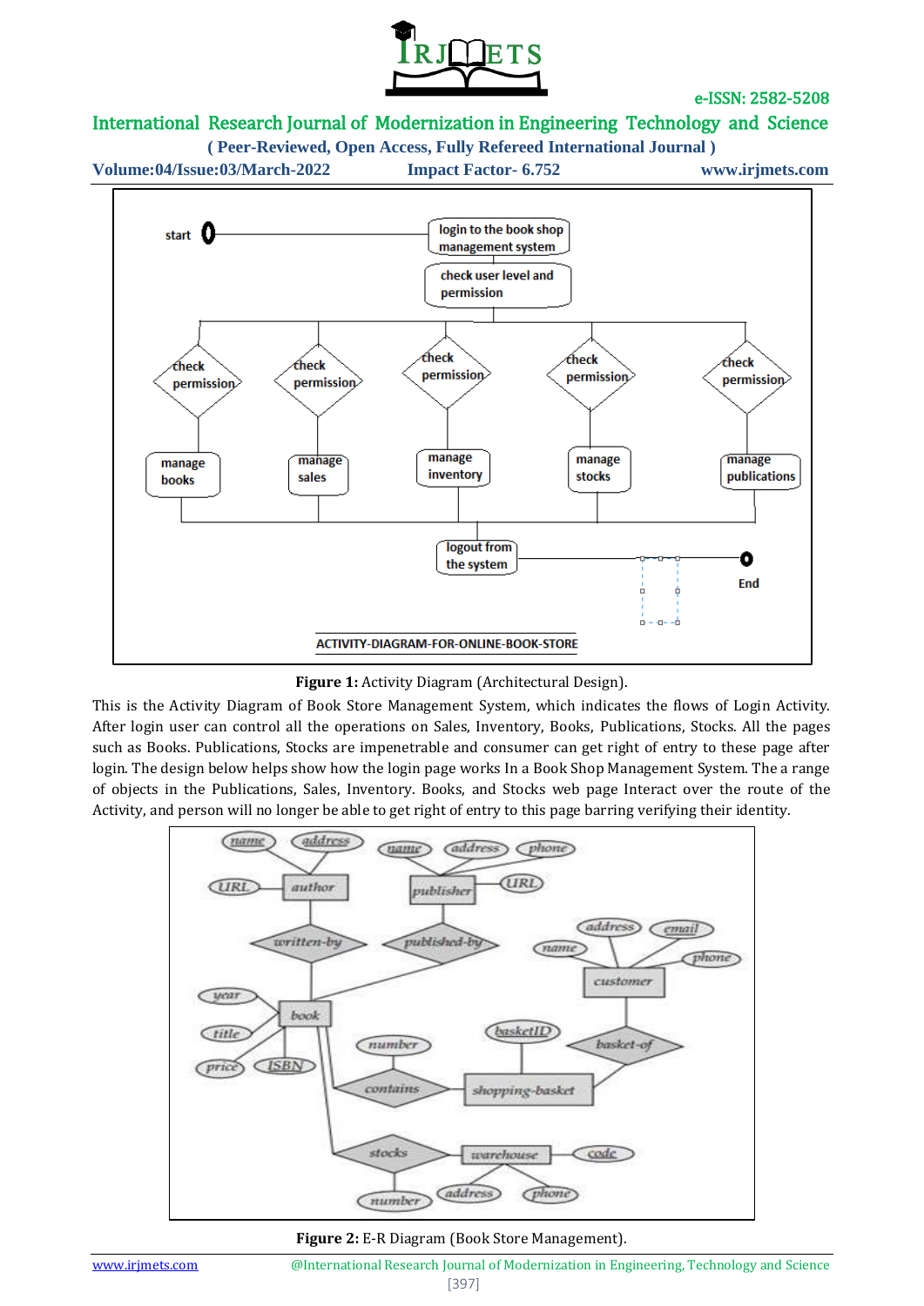**Figure 1:** Activity Diagram (Architectural Design).

This is the Activity Diagram of Book Store Management System, which indicates the flows of Login Activity. After login user can control all the operations on Sales, Inventory, Books, Publications, Stocks. All the pages such as Books. Publications, Stocks are impenetrable and consumer can get right of entry to these page after login. The design below helps show how the login page works In a Book Shop Management System. The a range of objects in the Publications, Sales, Inventory. Books, and Stocks web page Interact over the route of the Activity, and person will no longer be able to get right of entry to this page barring verifying their identity.

**Figure 2:** E-R Diagram (Book Store Management).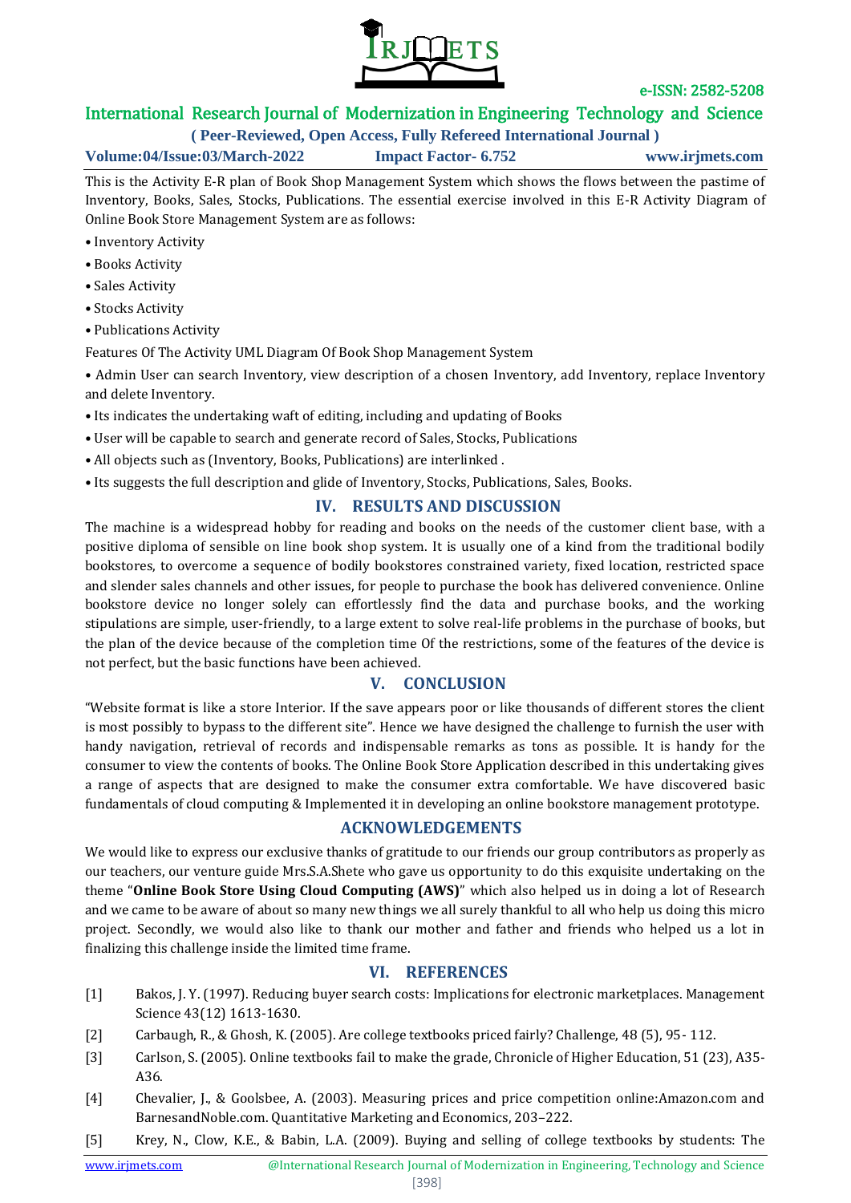This is the Activity E-R plan of Book Shop Management System which shows the flows between the pastime of Inventory, Books, Sales, Stocks, Publications. The essential exercise involved in this E-R Activity Diagram of Online Book Store Management System are as follows:

- Inventory Activity
- Books Activity
- Sales Activity
- Stocks Activity
- Publications Activity

Features Of The Activity UML Diagram Of Book Shop Management System

- Admin User can search Inventory, view description of a chosen Inventory, add Inventory, replace Inventory and delete Inventory.
- Its indicates the undertaking waft of editing, including and updating of Books
- User will be capable to search and generate record of Sales, Stocks, Publications
- All objects such as (Inventory, Books, Publications) are interlinked .
- Its suggests the full description and glide of Inventory, Stocks, Publications, Sales, Books.

## IV. RESULTS AND DISCUSSION

The machine is a widespread hobby for reading and books on the needs of the customer client base, with a positive diploma of sensible on line book shop system. It is usually one of a kind from the traditional bodily bookstores, to overcome a sequence of bodily bookstores constrained variety, fixed location, restricted space and slender sales channels and other issues, for people to purchase the book has delivered convenience. Online bookstore device no longer solely can effortlessly find the data and purchase books, and the working stipulations are simple, user-friendly, to a large extent to solve real-life problems in the purchase of books, but the plan of the device because of the completion time Of the restrictions, some of the features of the device is not perfect, but the basic functions have been achieved.

## V. CONCLUSION

"Website format is like a store Interior. If the save appears poor or like thousands of different stores the client is most possibly to bypass to the different site". Hence we have designed the challenge to furnish the user with handy navigation, retrieval of records and indispensable remarks as tons as possible. It is handy for the consumer to view the contents of books. The Online Book Store Application described in this undertaking gives a range of aspects that are designed to make the consumer extra comfortable. We have discovered basic fundamentals of cloud computing & Implemented it in developing an online bookstore management prototype.

## ACKNOWLEDGEMENTS

We would like to express our exclusive thanks of gratitude to our friends our group contributors as properly as our teachers, our venture guide Mrs.S.A.Shete who gave us opportunity to do this exquisite undertaking on the theme "**Online Book Store Using Cloud Computing (AWS)**" which also helped us in doing a lot of Research and we came to be aware of about so many new things we all surely thankful to all who help us doing this micro project. Secondly, we would also like to thank our mother and father and friends who helped us a lot in finalizing this challenge inside the limited time frame.

## VI. REFERENCES

[1] Bakos, J. Y. (1997). Reducing buyer search costs: Implications for electronic marketplaces. Management Science 43(12) 1613-1630.

[2] Carbaugh, R., & Ghosh, K. (2005). Are college textbooks priced fairly? Challenge, 48 (5), 95- 112.

[3] Carlson, S. (2005). Online textbooks fail to make the grade, Chronicle of Higher Education, 51 (23), A35-A36.

[4] Chevalier, J., & Goolsbee, A. (2003). Measuring prices and price competition online:Amazon.com and BarnesandNoble.com. Quantitative Marketing and Economics, 203–222.

[5] Krey, N., Clow, K.E., & Babin, L.A. (2009). Buying and selling of college textbooks by students: The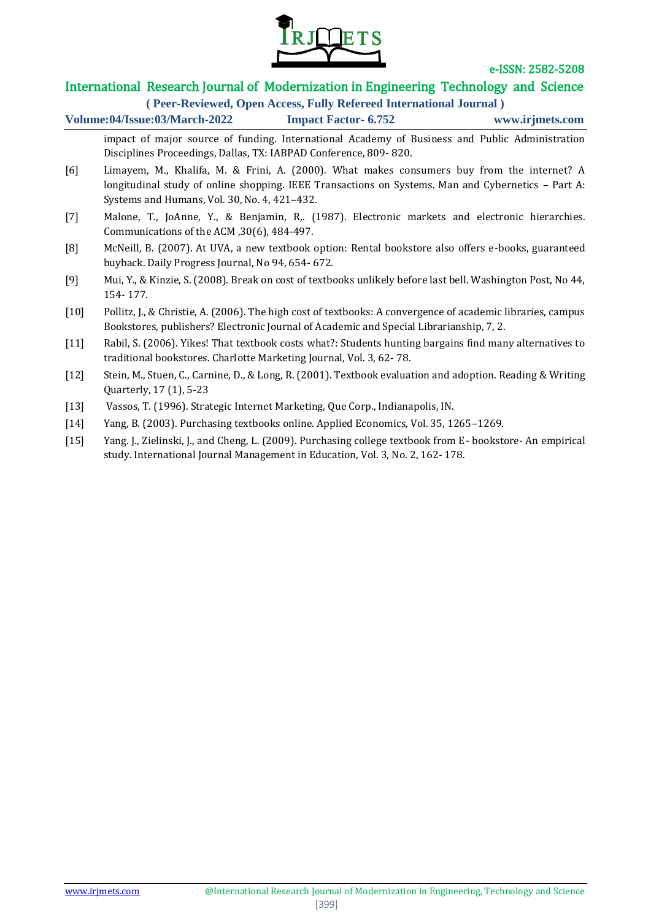impact of major source of funding. International Academy of Business and Public Administration Disciplines Proceedings, Dallas, TX: IABPAD Conference, 809- 820.

[6] Limayem, M., Khalifa, M. & Frini, A. (2000). What makes consumers buy from the internet? A longitudinal study of online shopping. IEEE Transactions on Systems. Man and Cybernetics – Part A: Systems and Humans, Vol. 30, No. 4, 421–432.

[7] Malone, T., JoAnne, Y., & Benjamin, R,. (1987). Electronic markets and electronic hierarchies. Communications of the ACM ,30(6), 484-497.

[8] McNeill, B. (2007). At UVA, a new textbook option: Rental bookstore also offers e-books, guaranteed buyback. Daily Progress Journal, No 94, 654- 672.

[9] Mui, Y., & Kinzie, S. (2008). Break on cost of textbooks unlikely before last bell. Washington Post, No 44, 154- 177.

[10] Pollitz, J., & Christie, A. (2006). The high cost of textbooks: A convergence of academic libraries, campus Bookstores, publishers? Electronic Journal of Academic and Special Librarianship, 7, 2.

[11] Rabil, S. (2006). Yikes! That textbook costs what?: Students hunting bargains find many alternatives to traditional bookstores. Charlotte Marketing Journal, Vol. 3, 62- 78.

[12] Stein, M., Stuen, C., Carnine, D., & Long, R. (2001). Textbook evaluation and adoption. Reading & Writing Quarterly, 17 (1), 5-23

[13] Vassos, T. (1996). Strategic Internet Marketing, Que Corp., Indianapolis, IN.

[14] Yang, B. (2003). Purchasing textbooks online. Applied Economics, Vol. 35, 1265–1269.

[15] Yang. J., Zielinski, J., and Cheng, L. (2009). Purchasing college textbook from E- bookstore- An empirical study. International Journal Management in Education, Vol. 3, No. 2, 162- 178.